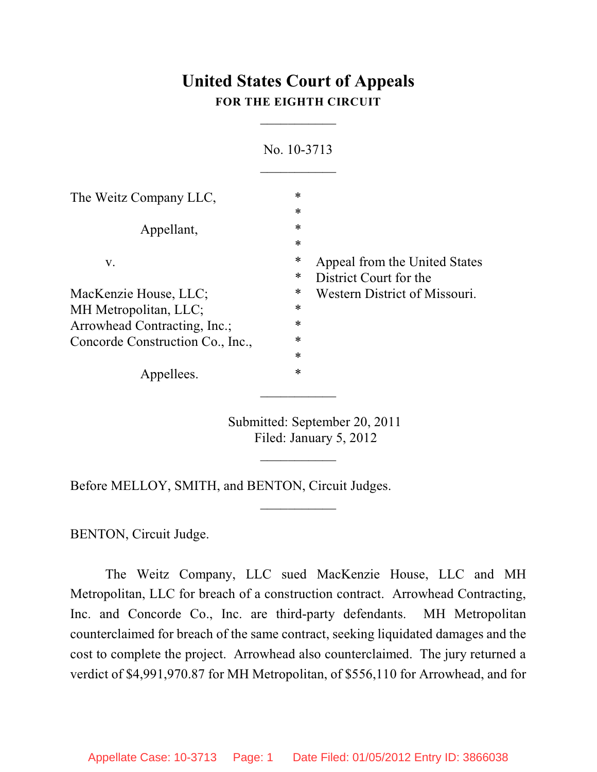# United States Court of Appeals
## FOR THE EIGHTH CIRCUIT

___________

No. 10-3713

___________

| | | |
|---|---|---|
| The Weitz Company LLC, | * | |
| | * | |
| Appellant, | * | |
| | * | |
| v. | * | Appeal from the United States |
| | * | District Court for the |
| MacKenzie House, LLC; | * | Western District of Missouri. |
| MH Metropolitan, LLC; | * | |
| Arrowhead Contracting, Inc.; | * | |
| Concorde Construction Co., Inc., | * | |
| | * | |
| Appellees. | * | |

___________

Submitted: September 20, 2011
Filed: January 5, 2012

___________

Before MELLOY, SMITH, and BENTON, Circuit Judges.

___________

BENTON, Circuit Judge.

The Weitz Company, LLC sued MacKenzie House, LLC and MH Metropolitan, LLC for breach of a construction contract. Arrowhead Contracting, Inc. and Concorde Co., Inc. are third-party defendants. MH Metropolitan counterclaimed for breach of the same contract, seeking liquidated damages and the cost to complete the project. Arrowhead also counterclaimed. The jury returned a verdict of $4,991,970.87 for MH Metropolitan, of $556,110 for Arrowhead, and for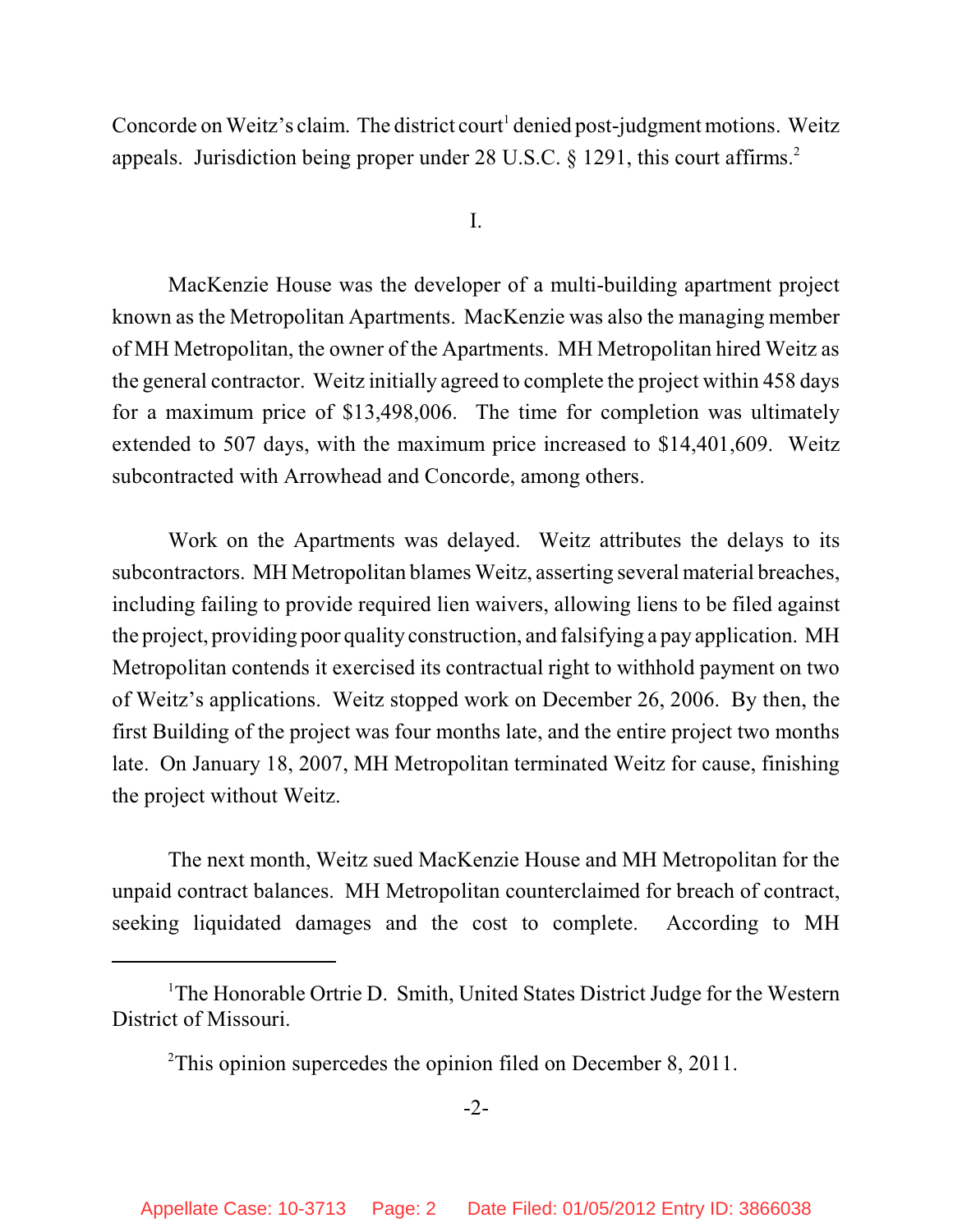Concorde on Weitz's claim. The district court[1] denied post-judgment motions. Weitz appeals. Jurisdiction being proper under 28 U.S.C. § 1291, this court affirms.[2]

I.

MacKenzie House was the developer of a multi-building apartment project known as the Metropolitan Apartments. MacKenzie was also the managing member of MH Metropolitan, the owner of the Apartments. MH Metropolitan hired Weitz as the general contractor. Weitz initially agreed to complete the project within 458 days for a maximum price of $13,498,006. The time for completion was ultimately extended to 507 days, with the maximum price increased to $14,401,609. Weitz subcontracted with Arrowhead and Concorde, among others.

Work on the Apartments was delayed. Weitz attributes the delays to its subcontractors. MH Metropolitan blames Weitz, asserting several material breaches, including failing to provide required lien waivers, allowing liens to be filed against the project, providing poor quality construction, and falsifying a pay application. MH Metropolitan contends it exercised its contractual right to withhold payment on two of Weitz's applications. Weitz stopped work on December 26, 2006. By then, the first Building of the project was four months late, and the entire project two months late. On January 18, 2007, MH Metropolitan terminated Weitz for cause, finishing the project without Weitz.

The next month, Weitz sued MacKenzie House and MH Metropolitan for the unpaid contract balances. MH Metropolitan counterclaimed for breach of contract, seeking liquidated damages and the cost to complete. According to MH

---

[1] The Honorable Ortrie D. Smith, United States District Judge for the Western District of Missouri.

[2] This opinion supercedes the opinion filed on December 8, 2011.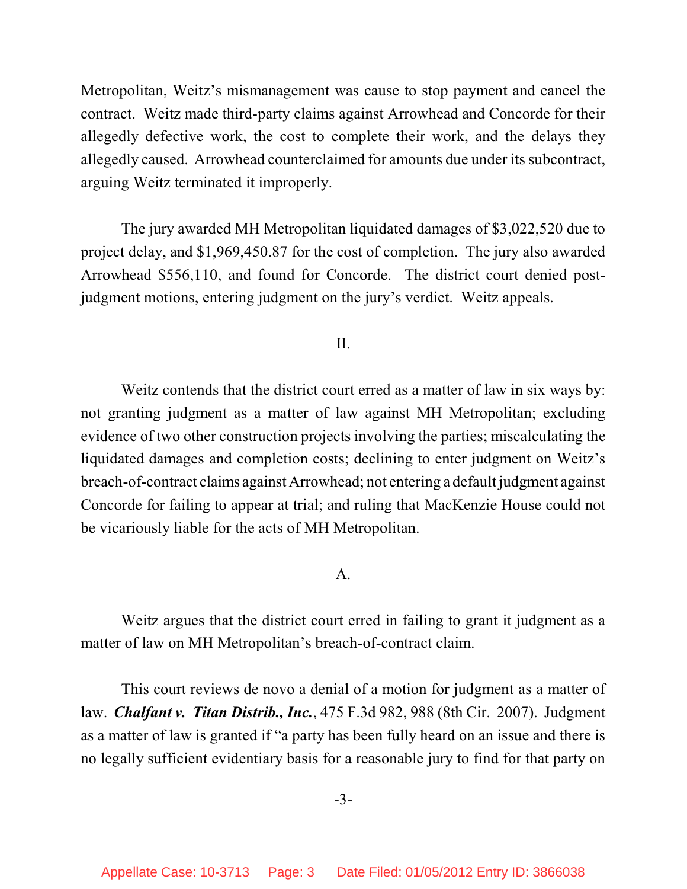Metropolitan, Weitz's mismanagement was cause to stop payment and cancel the contract. Weitz made third-party claims against Arrowhead and Concorde for their allegedly defective work, the cost to complete their work, and the delays they allegedly caused. Arrowhead counterclaimed for amounts due under its subcontract, arguing Weitz terminated it improperly.

The jury awarded MH Metropolitan liquidated damages of $3,022,520 due to project delay, and $1,969,450.87 for the cost of completion. The jury also awarded Arrowhead $556,110, and found for Concorde. The district court denied post-judgment motions, entering judgment on the jury's verdict. Weitz appeals.

## II.

Weitz contends that the district court erred as a matter of law in six ways by: not granting judgment as a matter of law against MH Metropolitan; excluding evidence of two other construction projects involving the parties; miscalculating the liquidated damages and completion costs; declining to enter judgment on Weitz's breach-of-contract claims against Arrowhead; not entering a default judgment against Concorde for failing to appear at trial; and ruling that MacKenzie House could not be vicariously liable for the acts of MH Metropolitan.

### A.

Weitz argues that the district court erred in failing to grant it judgment as a matter of law on MH Metropolitan's breach-of-contract claim.

This court reviews de novo a denial of a motion for judgment as a matter of law. ***Chalfant v. Titan Distrib., Inc.***, 475 F.3d 982, 988 (8th Cir. 2007). Judgment as a matter of law is granted if "a party has been fully heard on an issue and there is no legally sufficient evidentiary basis for a reasonable jury to find for that party on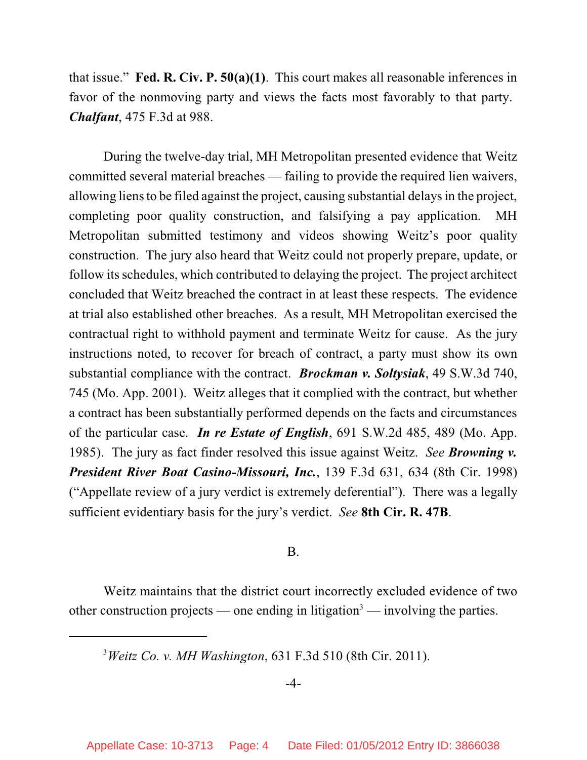that issue." **Fed. R. Civ. P. 50(a)(1)**. This court makes all reasonable inferences in favor of the nonmoving party and views the facts most favorably to that party. ***Chalfant***, 475 F.3d at 988.

During the twelve-day trial, MH Metropolitan presented evidence that Weitz committed several material breaches — failing to provide the required lien waivers, allowing liens to be filed against the project, causing substantial delays in the project, completing poor quality construction, and falsifying a pay application. MH Metropolitan submitted testimony and videos showing Weitz's poor quality construction. The jury also heard that Weitz could not properly prepare, update, or follow its schedules, which contributed to delaying the project. The project architect concluded that Weitz breached the contract in at least these respects. The evidence at trial also established other breaches. As a result, MH Metropolitan exercised the contractual right to withhold payment and terminate Weitz for cause. As the jury instructions noted, to recover for breach of contract, a party must show its own substantial compliance with the contract. ***Brockman v. Soltysiak***, 49 S.W.3d 740, 745 (Mo. App. 2001). Weitz alleges that it complied with the contract, but whether a contract has been substantially performed depends on the facts and circumstances of the particular case. ***In re Estate of English***, 691 S.W.2d 485, 489 (Mo. App. 1985). The jury as fact finder resolved this issue against Weitz. *See* ***Browning v. President River Boat Casino-Missouri, Inc.***, 139 F.3d 631, 634 (8th Cir. 1998) ("Appellate review of a jury verdict is extremely deferential"). There was a legally sufficient evidentiary basis for the jury's verdict. *See* **8th Cir. R. 47B**.

B.

Weitz maintains that the district court incorrectly excluded evidence of two other construction projects — one ending in litigation[3] — involving the parties.

---

[3] *Weitz Co. v. MH Washington*, 631 F.3d 510 (8th Cir. 2011).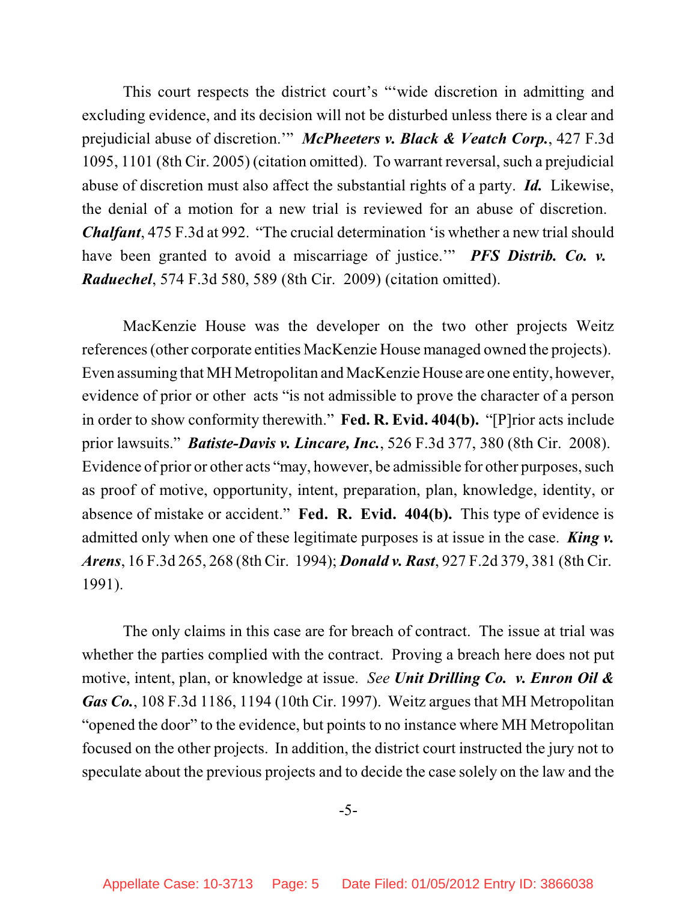This court respects the district court's "'wide discretion in admitting and excluding evidence, and its decision will not be disturbed unless there is a clear and prejudicial abuse of discretion.'" ***McPheeters v. Black & Veatch Corp.***, 427 F.3d 1095, 1101 (8th Cir. 2005) (citation omitted). To warrant reversal, such a prejudicial abuse of discretion must also affect the substantial rights of a party. ***Id.*** Likewise, the denial of a motion for a new trial is reviewed for an abuse of discretion. ***Chalfant***, 475 F.3d at 992. "The crucial determination 'is whether a new trial should have been granted to avoid a miscarriage of justice.'" ***PFS Distrib. Co. v. Raduechel***, 574 F.3d 580, 589 (8th Cir. 2009) (citation omitted).

MacKenzie House was the developer on the two other projects Weitz references (other corporate entities MacKenzie House managed owned the projects). Even assuming that MH Metropolitan and MacKenzie House are one entity, however, evidence of prior or other acts "is not admissible to prove the character of a person in order to show conformity therewith." **Fed. R. Evid. 404(b).** "[P]rior acts include prior lawsuits." ***Batiste-Davis v. Lincare, Inc.***, 526 F.3d 377, 380 (8th Cir. 2008). Evidence of prior or other acts "may, however, be admissible for other purposes, such as proof of motive, opportunity, intent, preparation, plan, knowledge, identity, or absence of mistake or accident." **Fed. R. Evid. 404(b).** This type of evidence is admitted only when one of these legitimate purposes is at issue in the case. ***King v. Arens***, 16 F.3d 265, 268 (8th Cir. 1994); ***Donald v. Rast***, 927 F.2d 379, 381 (8th Cir. 1991).

The only claims in this case are for breach of contract. The issue at trial was whether the parties complied with the contract. Proving a breach here does not put motive, intent, plan, or knowledge at issue. *See* ***Unit Drilling Co. v. Enron Oil & Gas Co.***, 108 F.3d 1186, 1194 (10th Cir. 1997). Weitz argues that MH Metropolitan "opened the door" to the evidence, but points to no instance where MH Metropolitan focused on the other projects. In addition, the district court instructed the jury not to speculate about the previous projects and to decide the case solely on the law and the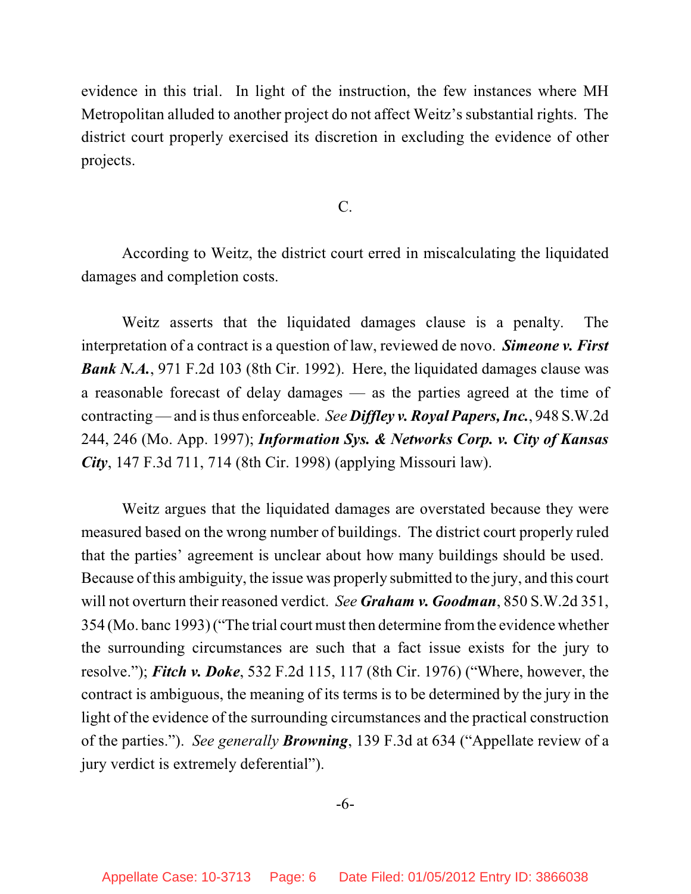evidence in this trial. In light of the instruction, the few instances where MH Metropolitan alluded to another project do not affect Weitz's substantial rights. The district court properly exercised its discretion in excluding the evidence of other projects.

C.

According to Weitz, the district court erred in miscalculating the liquidated damages and completion costs.

Weitz asserts that the liquidated damages clause is a penalty. The interpretation of a contract is a question of law, reviewed de novo. ***Simeone v. First Bank N.A.***, 971 F.2d 103 (8th Cir. 1992). Here, the liquidated damages clause was a reasonable forecast of delay damages — as the parties agreed at the time of contracting — and is thus enforceable. *See* ***Diffley v. Royal Papers, Inc.***, 948 S.W.2d 244, 246 (Mo. App. 1997); ***Information Sys. & Networks Corp. v. City of Kansas City***, 147 F.3d 711, 714 (8th Cir. 1998) (applying Missouri law).

Weitz argues that the liquidated damages are overstated because they were measured based on the wrong number of buildings. The district court properly ruled that the parties' agreement is unclear about how many buildings should be used. Because of this ambiguity, the issue was properly submitted to the jury, and this court will not overturn their reasoned verdict. *See* ***Graham v. Goodman***, 850 S.W.2d 351, 354 (Mo. banc 1993) ("The trial court must then determine from the evidence whether the surrounding circumstances are such that a fact issue exists for the jury to resolve."); ***Fitch v. Doke***, 532 F.2d 115, 117 (8th Cir. 1976) ("Where, however, the contract is ambiguous, the meaning of its terms is to be determined by the jury in the light of the evidence of the surrounding circumstances and the practical construction of the parties."). *See generally* ***Browning***, 139 F.3d at 634 ("Appellate review of a jury verdict is extremely deferential").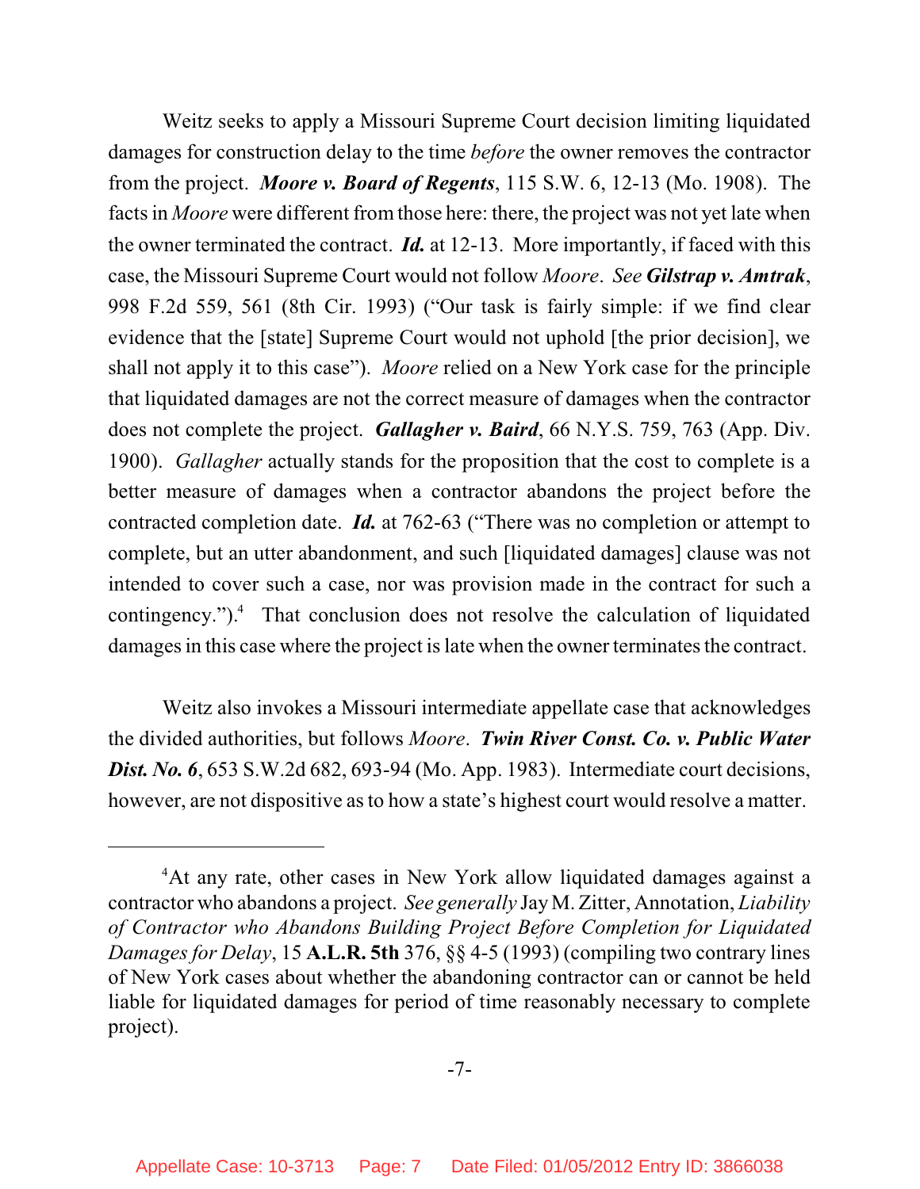Weitz seeks to apply a Missouri Supreme Court decision limiting liquidated damages for construction delay to the time *before* the owner removes the contractor from the project. ***Moore v. Board of Regents***, 115 S.W. 6, 12-13 (Mo. 1908). The facts in *Moore* were different from those here: there, the project was not yet late when the owner terminated the contract. ***Id.*** at 12-13. More importantly, if faced with this case, the Missouri Supreme Court would not follow *Moore*. *See* ***Gilstrap v. Amtrak***, 998 F.2d 559, 561 (8th Cir. 1993) ("Our task is fairly simple: if we find clear evidence that the [state] Supreme Court would not uphold [the prior decision], we shall not apply it to this case"). *Moore* relied on a New York case for the principle that liquidated damages are not the correct measure of damages when the contractor does not complete the project. ***Gallagher v. Baird***, 66 N.Y.S. 759, 763 (App. Div. 1900). *Gallagher* actually stands for the proposition that the cost to complete is a better measure of damages when a contractor abandons the project before the contracted completion date. ***Id.*** at 762-63 ("There was no completion or attempt to complete, but an utter abandonment, and such [liquidated damages] clause was not intended to cover such a case, nor was provision made in the contract for such a contingency.").[4] That conclusion does not resolve the calculation of liquidated damages in this case where the project is late when the owner terminates the contract.

Weitz also invokes a Missouri intermediate appellate case that acknowledges the divided authorities, but follows *Moore*. ***Twin River Const. Co. v. Public Water Dist. No. 6***, 653 S.W.2d 682, 693-94 (Mo. App. 1983). Intermediate court decisions, however, are not dispositive as to how a state's highest court would resolve a matter.

---

[4]At any rate, other cases in New York allow liquidated damages against a contractor who abandons a project. *See generally* Jay M. Zitter, Annotation, *Liability of Contractor who Abandons Building Project Before Completion for Liquidated Damages for Delay*, 15 **A.L.R. 5th** 376, §§ 4-5 (1993) (compiling two contrary lines of New York cases about whether the abandoning contractor can or cannot be held liable for liquidated damages for period of time reasonably necessary to complete project).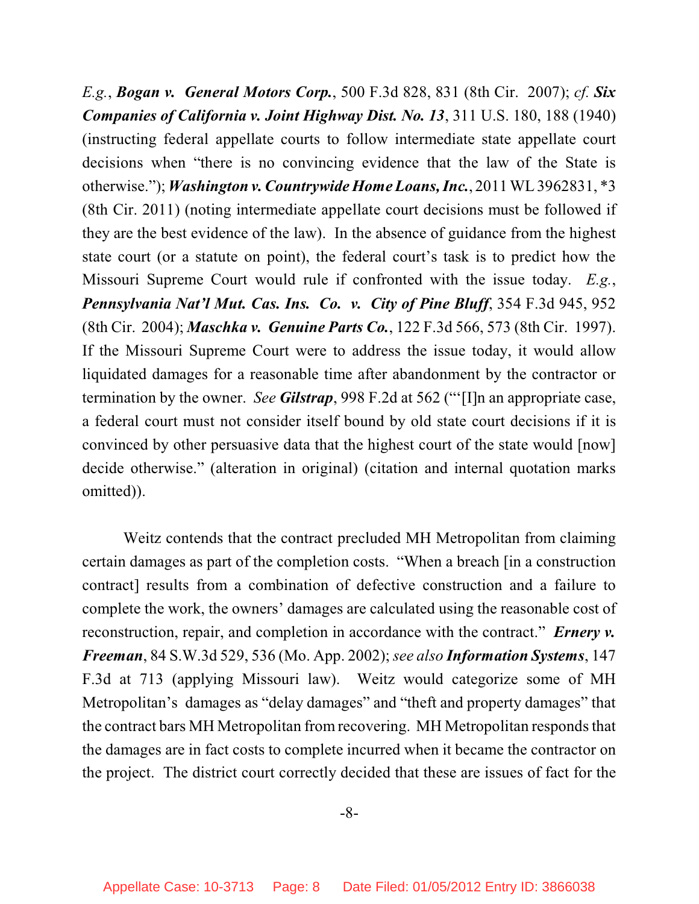*E.g.*, ***Bogan v. General Motors Corp.***, 500 F.3d 828, 831 (8th Cir. 2007); *cf.* ***Six Companies of California v. Joint Highway Dist. No. 13***, 311 U.S. 180, 188 (1940) (instructing federal appellate courts to follow intermediate state appellate court decisions when "there is no convincing evidence that the law of the State is otherwise."); ***Washington v. Countrywide Home Loans, Inc.***, 2011 WL 3962831, *3 (8th Cir. 2011) (noting intermediate appellate court decisions must be followed if they are the best evidence of the law). In the absence of guidance from the highest state court (or a statute on point), the federal court's task is to predict how the Missouri Supreme Court would rule if confronted with the issue today. *E.g.*, ***Pennsylvania Nat'l Mut. Cas. Ins. Co. v. City of Pine Bluff***, 354 F.3d 945, 952 (8th Cir. 2004); ***Maschka v. Genuine Parts Co.***, 122 F.3d 566, 573 (8th Cir. 1997). If the Missouri Supreme Court were to address the issue today, it would allow liquidated damages for a reasonable time after abandonment by the contractor or termination by the owner. *See* ***Gilstrap***, 998 F.2d at 562 ("'[I]n an appropriate case, a federal court must not consider itself bound by old state court decisions if it is convinced by other persuasive data that the highest court of the state would [now] decide otherwise." (alteration in original) (citation and internal quotation marks omitted)).

Weitz contends that the contract precluded MH Metropolitan from claiming certain damages as part of the completion costs. "When a breach [in a construction contract] results from a combination of defective construction and a failure to complete the work, the owners' damages are calculated using the reasonable cost of reconstruction, repair, and completion in accordance with the contract." ***Ernery v. Freeman***, 84 S.W.3d 529, 536 (Mo. App. 2002); *see also* ***Information Systems***, 147 F.3d at 713 (applying Missouri law). Weitz would categorize some of MH Metropolitan's damages as "delay damages" and "theft and property damages" that the contract bars MH Metropolitan from recovering. MH Metropolitan responds that the damages are in fact costs to complete incurred when it became the contractor on the project. The district court correctly decided that these are issues of fact for the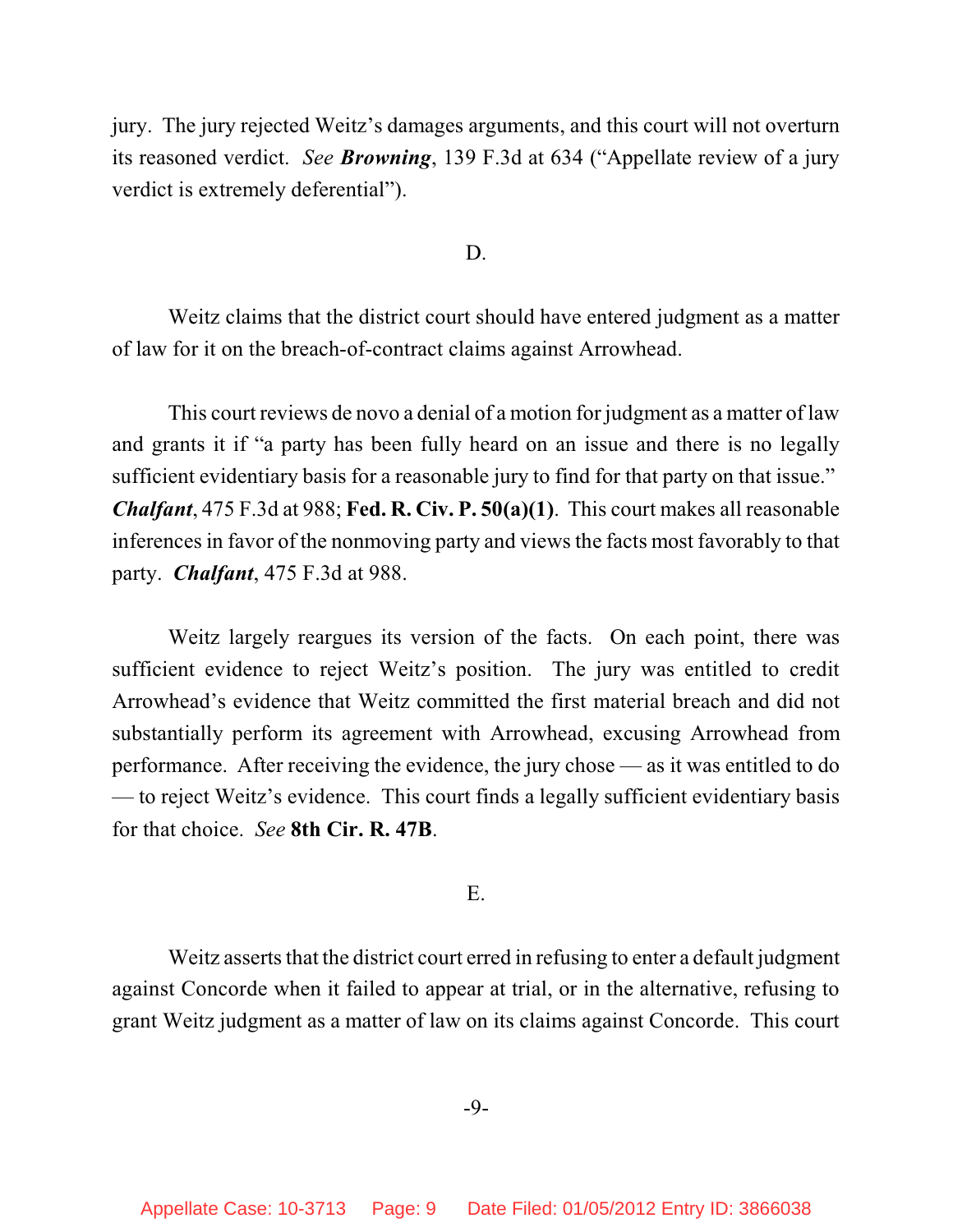jury. The jury rejected Weitz's damages arguments, and this court will not overturn its reasoned verdict. *See* ***Browning***, 139 F.3d at 634 ("Appellate review of a jury verdict is extremely deferential").

D.

Weitz claims that the district court should have entered judgment as a matter of law for it on the breach-of-contract claims against Arrowhead.

This court reviews de novo a denial of a motion for judgment as a matter of law and grants it if "a party has been fully heard on an issue and there is no legally sufficient evidentiary basis for a reasonable jury to find for that party on that issue." ***Chalfant***, 475 F.3d at 988; **Fed. R. Civ. P. 50(a)(1)**. This court makes all reasonable inferences in favor of the nonmoving party and views the facts most favorably to that party. ***Chalfant***, 475 F.3d at 988.

Weitz largely reargues its version of the facts. On each point, there was sufficient evidence to reject Weitz's position. The jury was entitled to credit Arrowhead's evidence that Weitz committed the first material breach and did not substantially perform its agreement with Arrowhead, excusing Arrowhead from performance. After receiving the evidence, the jury chose — as it was entitled to do — to reject Weitz's evidence. This court finds a legally sufficient evidentiary basis for that choice. *See* **8th Cir. R. 47B**.

E.

Weitz asserts that the district court erred in refusing to enter a default judgment against Concorde when it failed to appear at trial, or in the alternative, refusing to grant Weitz judgment as a matter of law on its claims against Concorde. This court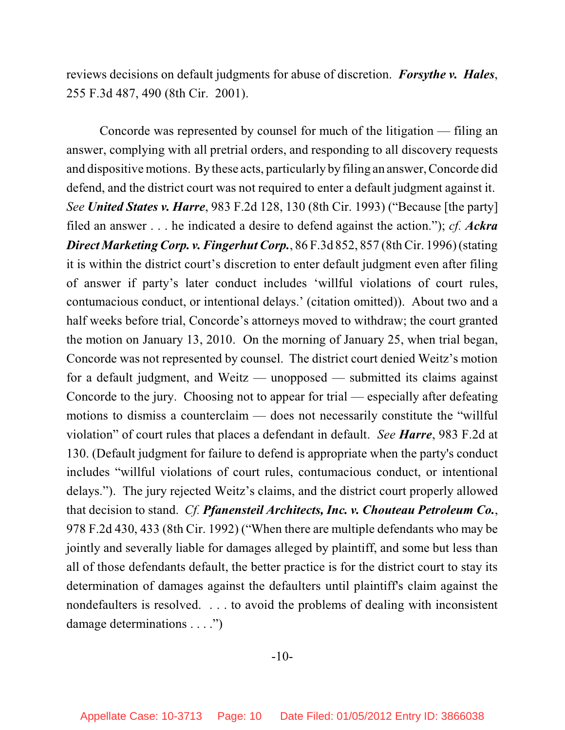reviews decisions on default judgments for abuse of discretion. ***Forsythe v. Hales***, 255 F.3d 487, 490 (8th Cir. 2001).

Concorde was represented by counsel for much of the litigation — filing an answer, complying with all pretrial orders, and responding to all discovery requests and dispositive motions. By these acts, particularly by filing an answer, Concorde did defend, and the district court was not required to enter a default judgment against it. *See* ***United States v. Harre***, 983 F.2d 128, 130 (8th Cir. 1993) ("Because [the party] filed an answer . . . he indicated a desire to defend against the action."); *cf.* ***Ackra Direct Marketing Corp. v. Fingerhut Corp.***, 86 F.3d 852, 857 (8th Cir. 1996) (stating it is within the district court's discretion to enter default judgment even after filing of answer if party's later conduct includes 'willful violations of court rules, contumacious conduct, or intentional delays.' (citation omitted)). About two and a half weeks before trial, Concorde's attorneys moved to withdraw; the court granted the motion on January 13, 2010. On the morning of January 25, when trial began, Concorde was not represented by counsel. The district court denied Weitz's motion for a default judgment, and Weitz — unopposed — submitted its claims against Concorde to the jury. Choosing not to appear for trial — especially after defeating motions to dismiss a counterclaim — does not necessarily constitute the "willful violation" of court rules that places a defendant in default. *See* ***Harre***, 983 F.2d at 130. (Default judgment for failure to defend is appropriate when the party's conduct includes "willful violations of court rules, contumacious conduct, or intentional delays."). The jury rejected Weitz's claims, and the district court properly allowed that decision to stand. *Cf.* ***Pfanensteil Architects, Inc. v. Chouteau Petroleum Co.***, 978 F.2d 430, 433 (8th Cir. 1992) ("When there are multiple defendants who may be jointly and severally liable for damages alleged by plaintiff, and some but less than all of those defendants default, the better practice is for the district court to stay its determination of damages against the defaulters until plaintiff's claim against the nondefaulters is resolved. . . . to avoid the problems of dealing with inconsistent damage determinations . . . .")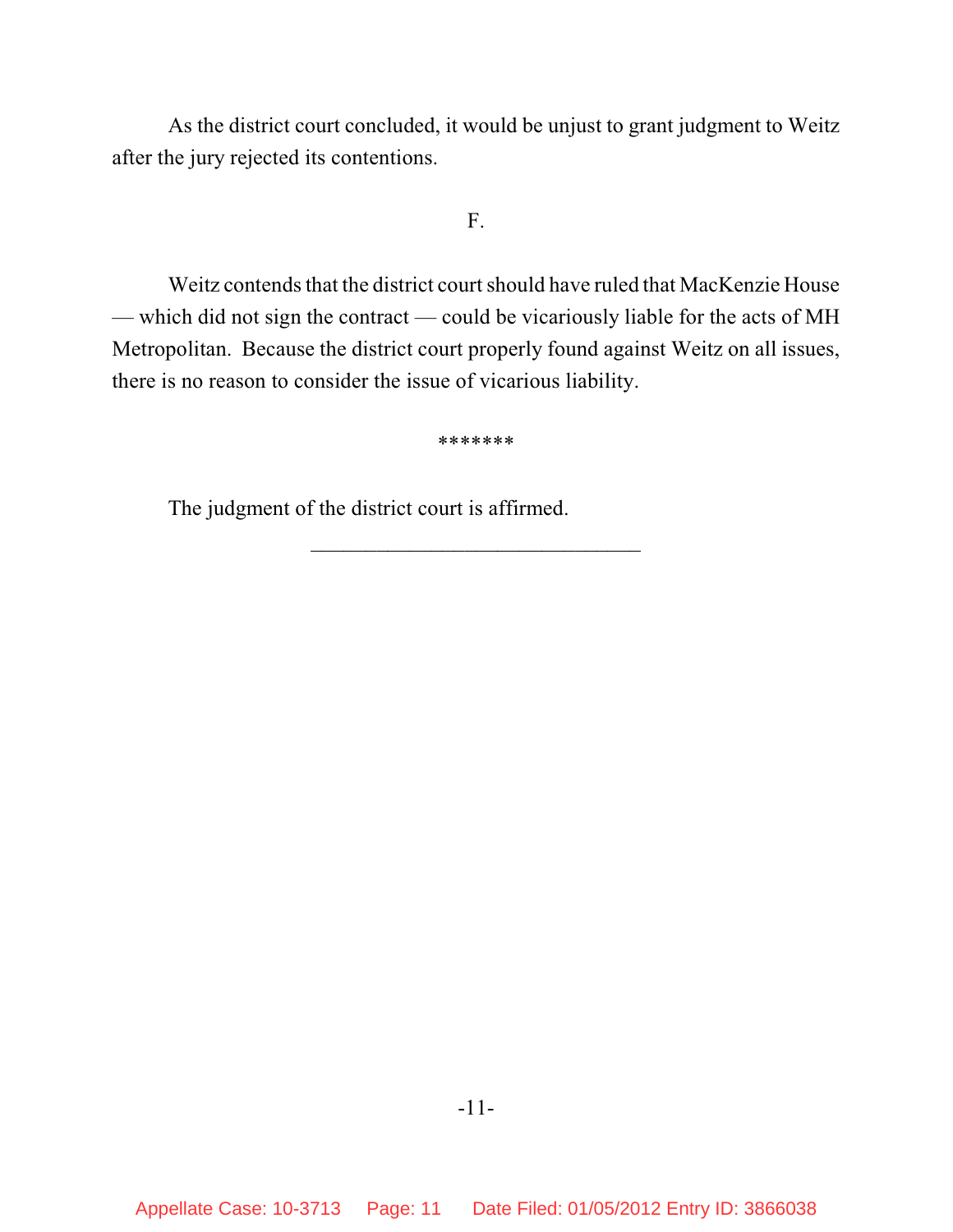As the district court concluded, it would be unjust to grant judgment to Weitz after the jury rejected its contentions.

F.

Weitz contends that the district court should have ruled that MacKenzie House — which did not sign the contract — could be vicariously liable for the acts of MH Metropolitan. Because the district court properly found against Weitz on all issues, there is no reason to consider the issue of vicarious liability.

*******

The judgment of the district court is affirmed.

______________________________